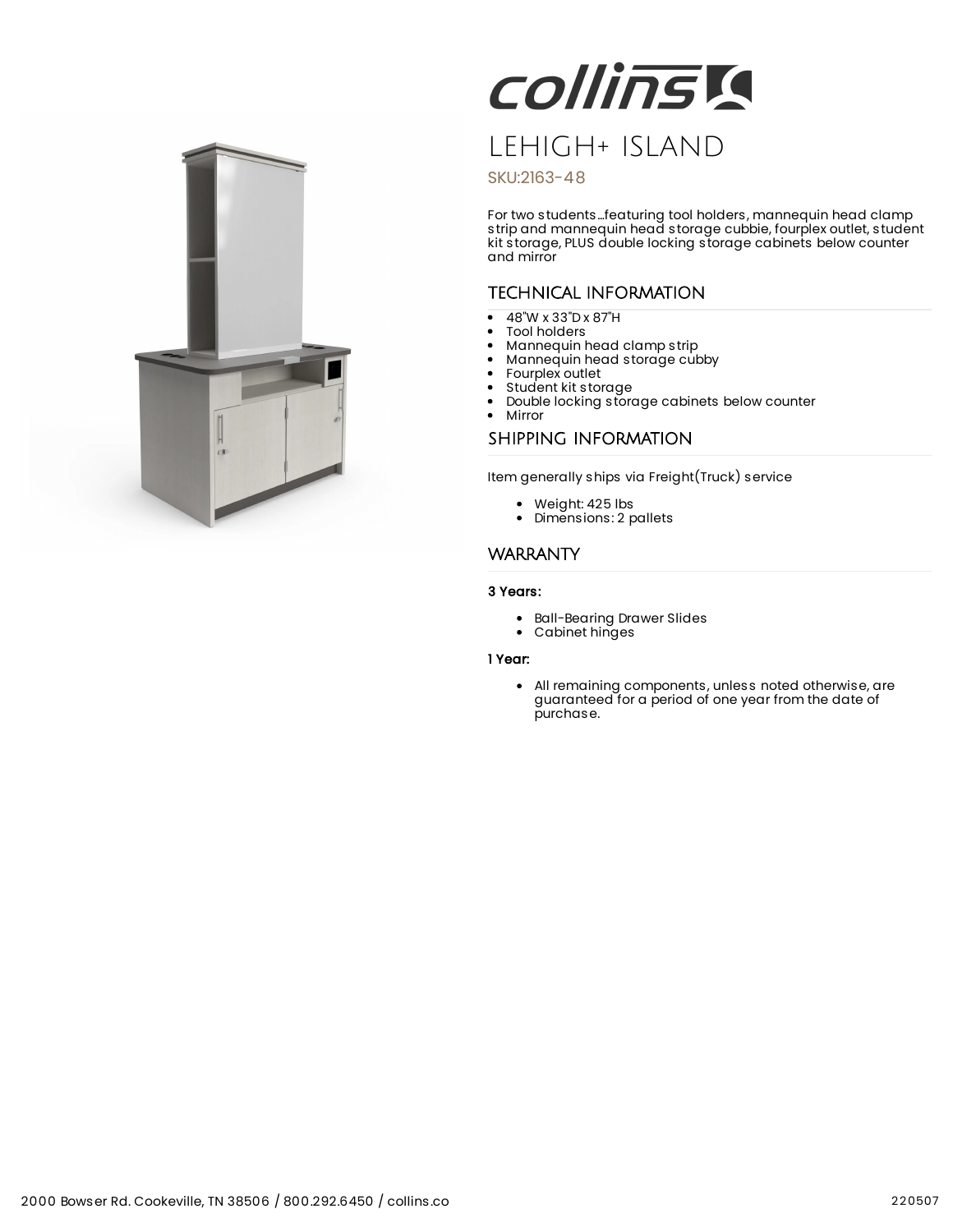collins

# LEHIGH+ ISLAND

SKU:2163-48

For two students...featuring tool holders, mannequin head clamp strip and mannequin head storage cubbie, fourplex outlet, student kit storage, PLUS double locking storage cabinets below counter and mirror

## TECHNICAL INFORMATION

- 48"W x 33"D x 87"H
- Tool holders
- Mannequin head clamp strip
- Mannequin head storage cubby
- Fourplex outlet
- Student kit storage
- Double locking storage cabinets below counter
- Mirror

## SHIPPING INFORMATION

Item generally ships via Freight(Truck) service

- Weight: 425 lbs
- Dimensions: 2 pallets

## WARRANTY

**3 Years:**

- Ball-Bearing Drawer Slides
- Cabinet hinges

**1 Year:**

- All remaining components, unless noted otherwise, are guaranteed for a period of one year from the date of purchase.

2000 Bowser Rd. Cookeville, TN 38506 / 800.292.6450 / collins.co

220507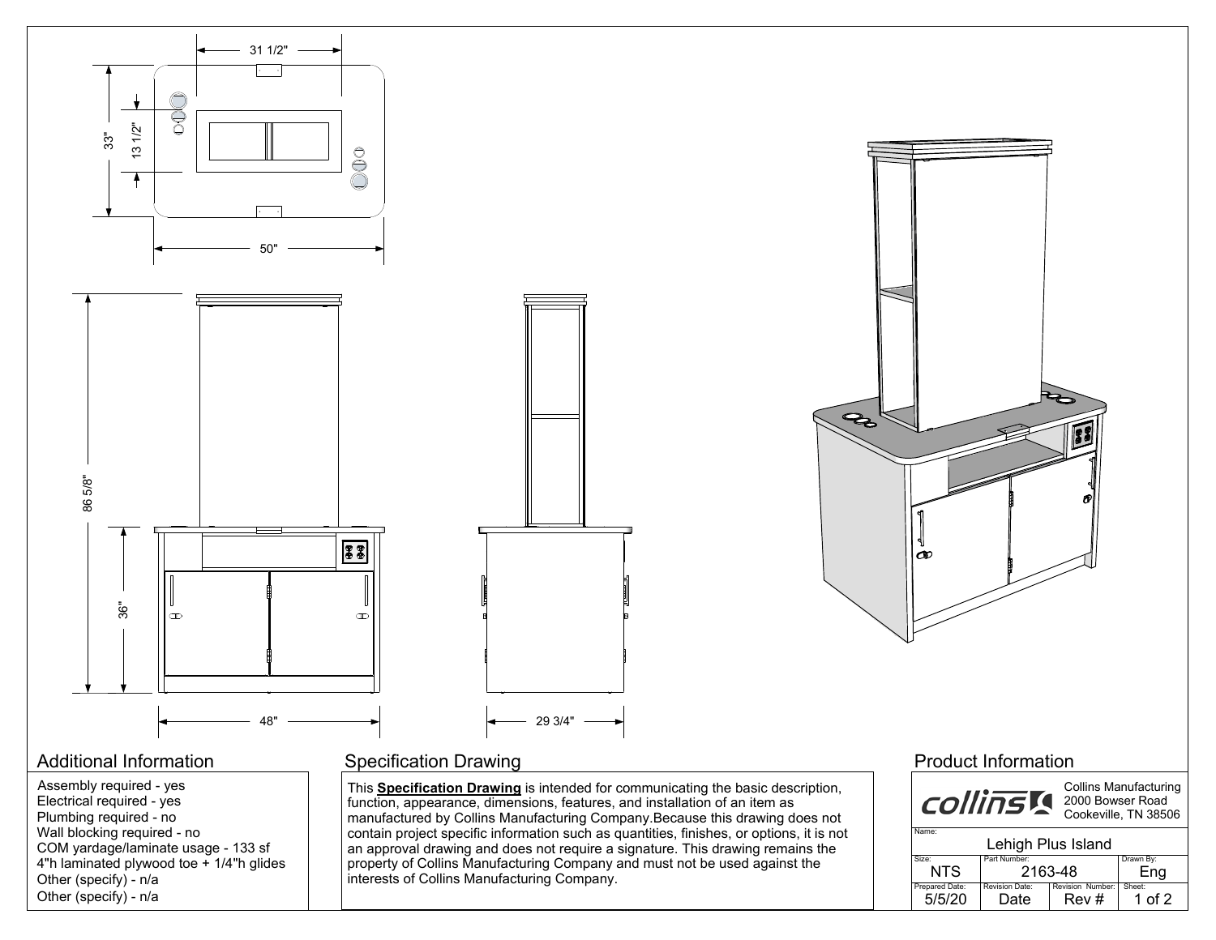31 1/2"

33"

13 1/2"

50"

86 5/8"

36"

48"

29 3/4"

## Additional Information

Assembly required - yes
Electrical required - yes
Plumbing required - no
Wall blocking required - no
COM yardage/laminate usage - 133 sf
4"h laminated plywood toe + 1/4"h glides
Other (specify) - n/a
Other (specify) - n/a

## Specification Drawing

This **Specification Drawing** is intended for communicating the basic description, function, appearance, dimensions, features, and installation of an item as manufactured by Collins Manufacturing Company.Because this drawing does not contain project specific information such as quantities, finishes, or options, it is not an approval drawing and does not require a signature. This drawing remains the property of Collins Manufacturing Company and must not be used against the interests of Collins Manufacturing Company.

## Product Information

collins

Collins Manufacturing
2000 Bowser Road
Cookeville, TN 38506

| Name: | | | |
|---|---|---|---|
| Lehigh Plus Island | | | |
| Size: NTS | Part Number: 2163-48 | | Drawn By: Eng |
| Prepared Date: 5/5/20 | Revision Date: Date | Revision Number: Rev # | Sheet: 1 of 2 |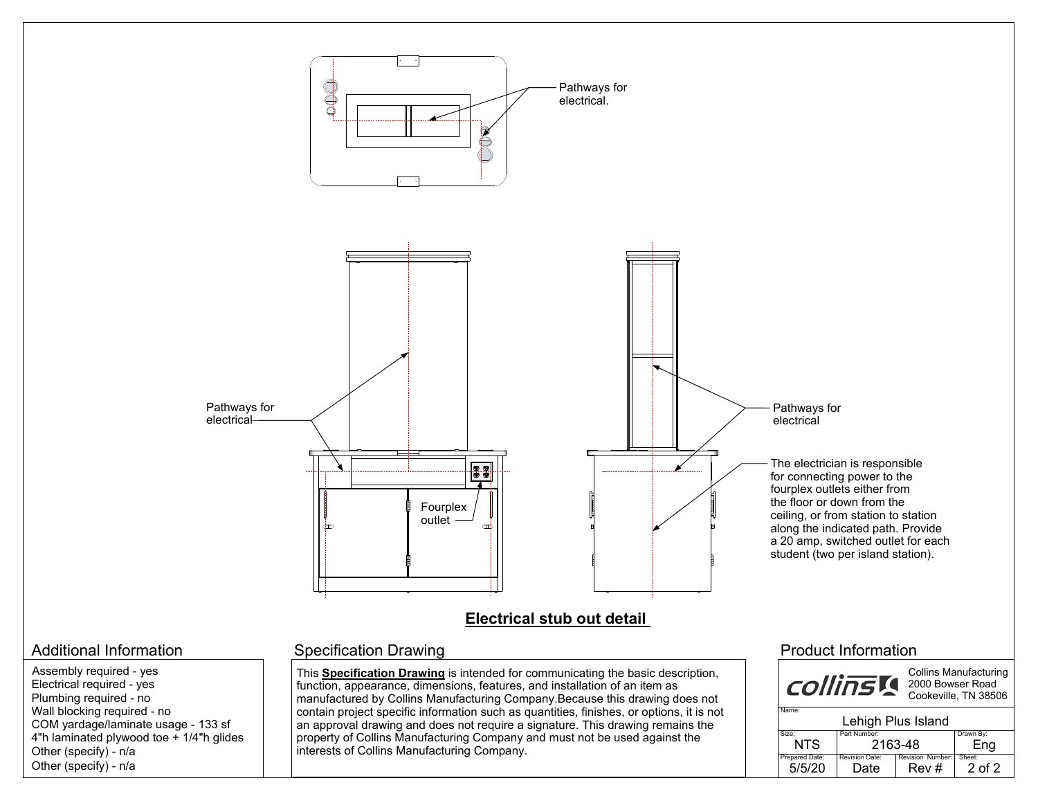Pathways for electrical.

Pathways for electrical

Fourplex outlet

Pathways for electrical

The electrician is responsible for connecting power to the fourplex outlets either from the floor or down from the ceiling, or from station to station along the indicated path. Provide a 20 amp, switched outlet for each student (two per island station).

**Electrical stub out detail**

## Additional Information

Assembly required - yes
Electrical required - yes
Plumbing required - no
Wall blocking required - no
COM yardage/laminate usage - 133 sf
4"h laminated plywood toe + 1/4"h glides
Other (specify) - n/a
Other (specify) - n/a

## Specification Drawing

This **Specification Drawing** is intended for communicating the basic description, function, appearance, dimensions, features, and installation of an item as manufactured by Collins Manufacturing Company.Because this drawing does not contain project specific information such as quantities, finishes, or options, it is not an approval drawing and does not require a signature. This drawing remains the property of Collins Manufacturing Company and must not be used against the interests of Collins Manufacturing Company.

## Product Information

collins

Collins Manufacturing
2000 Bowser Road
Cookeville, TN 38506

| | | | |
|---|---|---|---|
| Name: Lehigh Plus Island | | | |
| Size: NTS | Part Number: 2163-48 | | Drawn By: Eng |
| Prepared Date: 5/5/20 | Revision Date: Date | Revision Number: Rev # | Sheet: 2 of 2 |